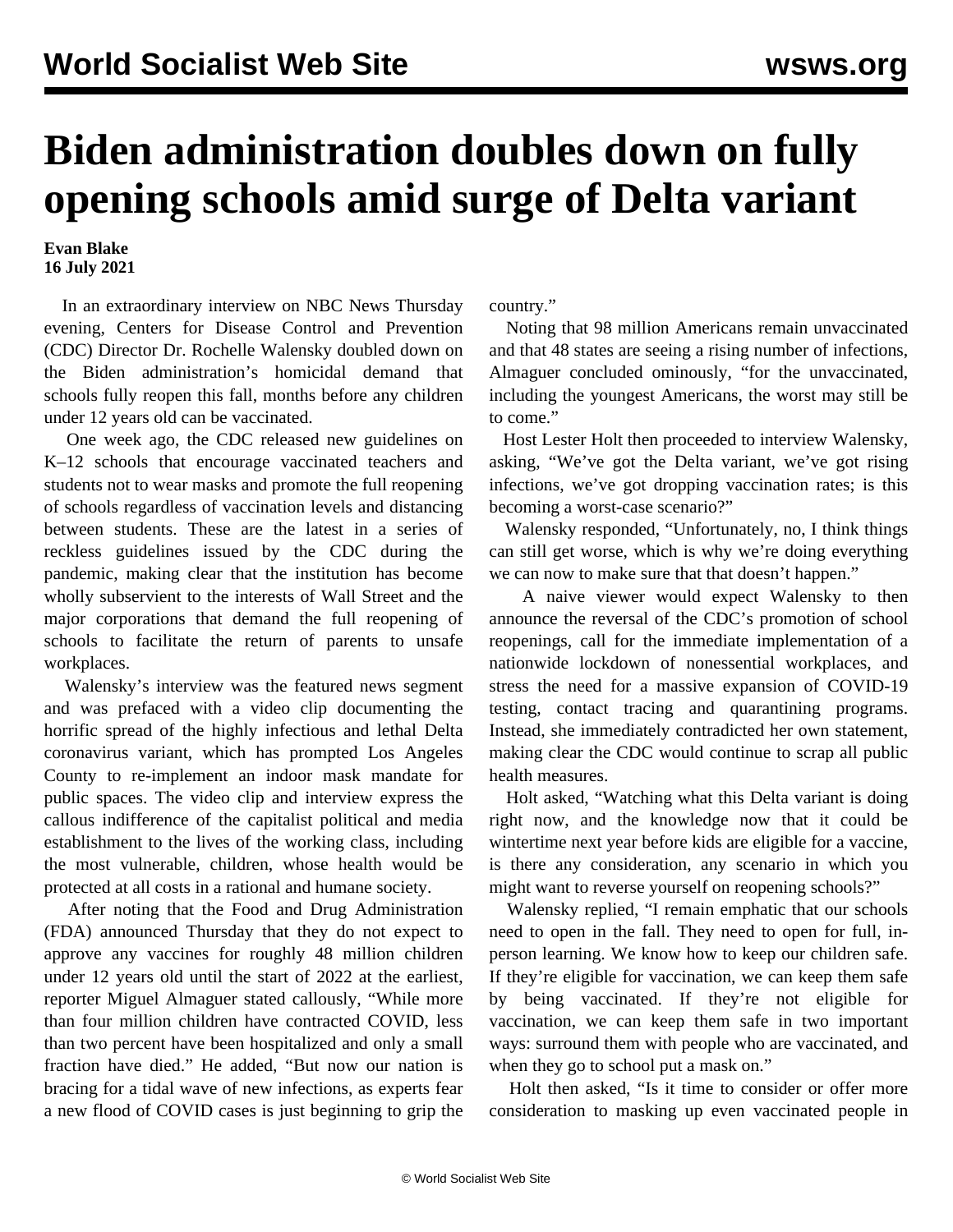# Biden administration doubles down on fully opening schools amid surge of Delta variant

**Evan Blake**
**16 July 2021**

In an extraordinary interview on NBC News Thursday evening, Centers for Disease Control and Prevention (CDC) Director Dr. Rochelle Walensky doubled down on the Biden administration's homicidal demand that schools fully reopen this fall, months before any children under 12 years old can be vaccinated.

One week ago, the CDC released new guidelines on K–12 schools that encourage vaccinated teachers and students not to wear masks and promote the full reopening of schools regardless of vaccination levels and distancing between students. These are the latest in a series of reckless guidelines issued by the CDC during the pandemic, making clear that the institution has become wholly subservient to the interests of Wall Street and the major corporations that demand the full reopening of schools to facilitate the return of parents to unsafe workplaces.

Walensky's interview was the featured news segment and was prefaced with a video clip documenting the horrific spread of the highly infectious and lethal Delta coronavirus variant, which has prompted Los Angeles County to re-implement an indoor mask mandate for public spaces. The video clip and interview express the callous indifference of the capitalist political and media establishment to the lives of the working class, including the most vulnerable, children, whose health would be protected at all costs in a rational and humane society.

After noting that the Food and Drug Administration (FDA) announced Thursday that they do not expect to approve any vaccines for roughly 48 million children under 12 years old until the start of 2022 at the earliest, reporter Miguel Almaguer stated callously, "While more than four million children have contracted COVID, less than two percent have been hospitalized and only a small fraction have died." He added, "But now our nation is bracing for a tidal wave of new infections, as experts fear a new flood of COVID cases is just beginning to grip the country."

Noting that 98 million Americans remain unvaccinated and that 48 states are seeing a rising number of infections, Almaguer concluded ominously, "for the unvaccinated, including the youngest Americans, the worst may still be to come."

Host Lester Holt then proceeded to interview Walensky, asking, "We've got the Delta variant, we've got rising infections, we've got dropping vaccination rates; is this becoming a worst-case scenario?"

Walensky responded, "Unfortunately, no, I think things can still get worse, which is why we're doing everything we can now to make sure that that doesn't happen."

A naive viewer would expect Walensky to then announce the reversal of the CDC's promotion of school reopenings, call for the immediate implementation of a nationwide lockdown of nonessential workplaces, and stress the need for a massive expansion of COVID-19 testing, contact tracing and quarantining programs. Instead, she immediately contradicted her own statement, making clear the CDC would continue to scrap all public health measures.

Holt asked, "Watching what this Delta variant is doing right now, and the knowledge now that it could be wintertime next year before kids are eligible for a vaccine, is there any consideration, any scenario in which you might want to reverse yourself on reopening schools?"

Walensky replied, "I remain emphatic that our schools need to open in the fall. They need to open for full, in-person learning. We know how to keep our children safe. If they're eligible for vaccination, we can keep them safe by being vaccinated. If they're not eligible for vaccination, we can keep them safe in two important ways: surround them with people who are vaccinated, and when they go to school put a mask on."

Holt then asked, "Is it time to consider or offer more consideration to masking up even vaccinated people in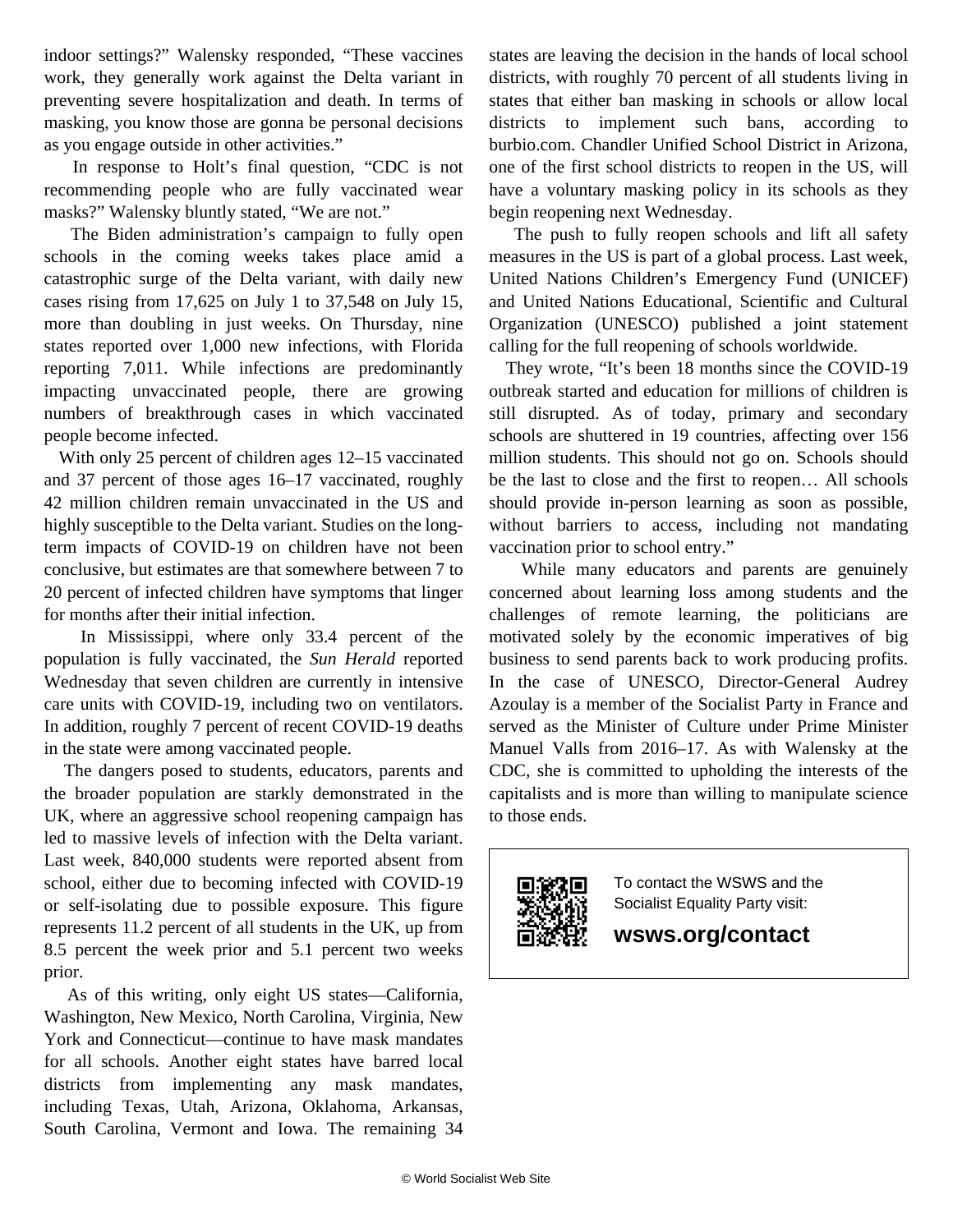indoor settings?" Walensky responded, "These vaccines work, they generally work against the Delta variant in preventing severe hospitalization and death. In terms of masking, you know those are gonna be personal decisions as you engage outside in other activities."

In response to Holt's final question, "CDC is not recommending people who are fully vaccinated wear masks?" Walensky bluntly stated, "We are not."

The Biden administration's campaign to fully open schools in the coming weeks takes place amid a catastrophic surge of the Delta variant, with daily new cases rising from 17,625 on July 1 to 37,548 on July 15, more than doubling in just weeks. On Thursday, nine states reported over 1,000 new infections, with Florida reporting 7,011. While infections are predominantly impacting unvaccinated people, there are growing numbers of breakthrough cases in which vaccinated people become infected.

With only 25 percent of children ages 12–15 vaccinated and 37 percent of those ages 16–17 vaccinated, roughly 42 million children remain unvaccinated in the US and highly susceptible to the Delta variant. Studies on the long-term impacts of COVID-19 on children have not been conclusive, but estimates are that somewhere between 7 to 20 percent of infected children have symptoms that linger for months after their initial infection.

In Mississippi, where only 33.4 percent of the population is fully vaccinated, the *Sun Herald* reported Wednesday that seven children are currently in intensive care units with COVID-19, including two on ventilators. In addition, roughly 7 percent of recent COVID-19 deaths in the state were among vaccinated people.

The dangers posed to students, educators, parents and the broader population are starkly demonstrated in the UK, where an aggressive school reopening campaign has led to massive levels of infection with the Delta variant. Last week, 840,000 students were reported absent from school, either due to becoming infected with COVID-19 or self-isolating due to possible exposure. This figure represents 11.2 percent of all students in the UK, up from 8.5 percent the week prior and 5.1 percent two weeks prior.

As of this writing, only eight US states—California, Washington, New Mexico, North Carolina, Virginia, New York and Connecticut—continue to have mask mandates for all schools. Another eight states have barred local districts from implementing any mask mandates, including Texas, Utah, Arizona, Oklahoma, Arkansas, South Carolina, Vermont and Iowa. The remaining 34 states are leaving the decision in the hands of local school districts, with roughly 70 percent of all students living in states that either ban masking in schools or allow local districts to implement such bans, according to burbio.com. Chandler Unified School District in Arizona, one of the first school districts to reopen in the US, will have a voluntary masking policy in its schools as they begin reopening next Wednesday.

The push to fully reopen schools and lift all safety measures in the US is part of a global process. Last week, United Nations Children's Emergency Fund (UNICEF) and United Nations Educational, Scientific and Cultural Organization (UNESCO) published a joint statement calling for the full reopening of schools worldwide.

They wrote, "It's been 18 months since the COVID-19 outbreak started and education for millions of children is still disrupted. As of today, primary and secondary schools are shuttered in 19 countries, affecting over 156 million students. This should not go on. Schools should be the last to close and the first to reopen… All schools should provide in-person learning as soon as possible, without barriers to access, including not mandating vaccination prior to school entry."

While many educators and parents are genuinely concerned about learning loss among students and the challenges of remote learning, the politicians are motivated solely by the economic imperatives of big business to send parents back to work producing profits. In the case of UNESCO, Director-General Audrey Azoulay is a member of the Socialist Party in France and served as the Minister of Culture under Prime Minister Manuel Valls from 2016–17. As with Walensky at the CDC, she is committed to upholding the interests of the capitalists and is more than willing to manipulate science to those ends.

To contact the WSWS and the Socialist Equality Party visit:

**wsws.org/contact**